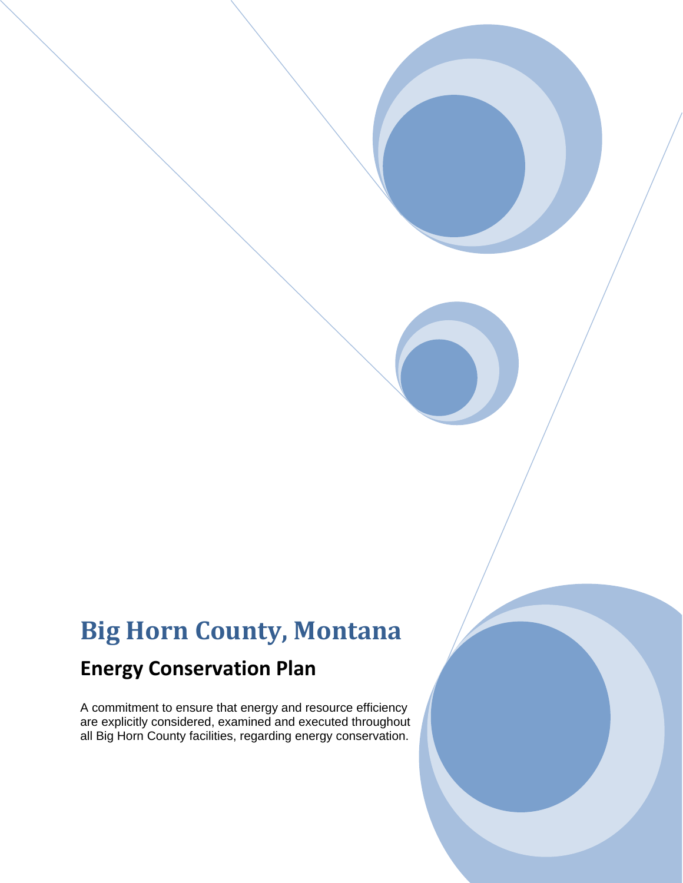# Big Horn County, Montana

## Energy Conservation Plan

A commitment to ensure that energy and resource efficiency are explicitly considered, examined and executed throughout all Big Horn County facilities, regarding energy conservation.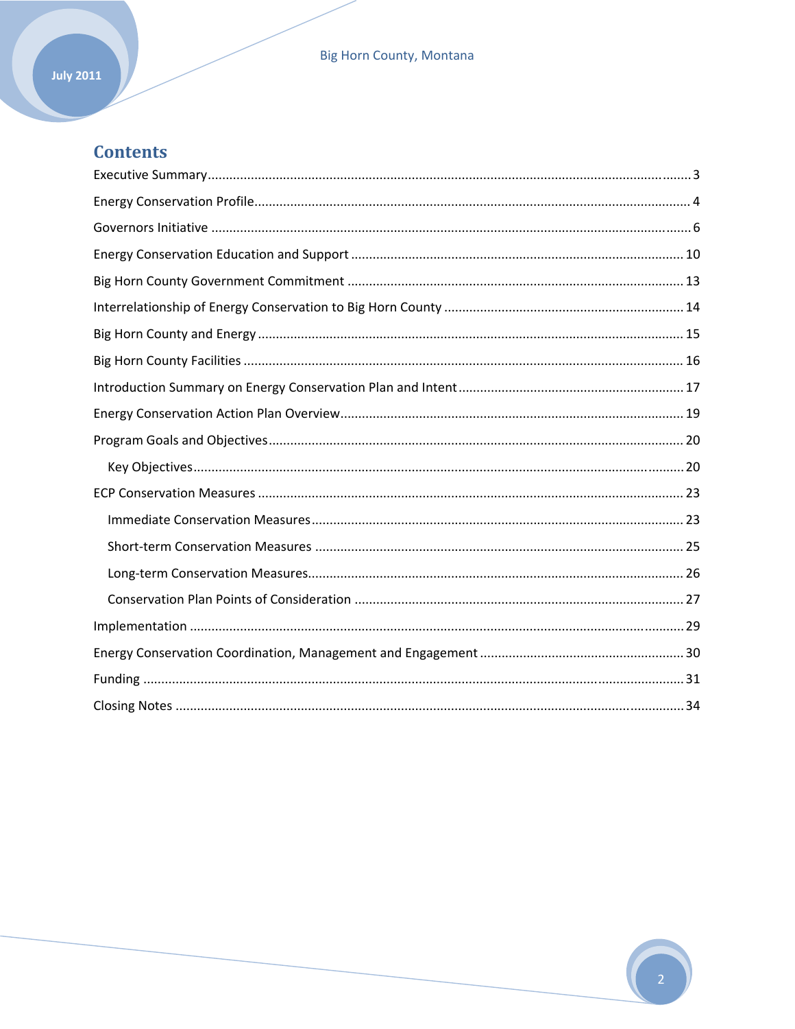# Contents

Executive Summary ........................................................................................................................................ 3

Energy Conservation Profile.......................................................................................................................... 4

Governors Initiative ....................................................................................................................................... 6

Energy Conservation Education and Support ............................................................................................ 10

Big Horn County Government Commitment ............................................................................................. 13

Interrelationship of Energy Conservation to Big Horn County .................................................................. 14

Big Horn County and Energy ...................................................................................................................... 15

Big Horn County Facilities ........................................................................................................................... 16

Introduction Summary on Energy Conservation Plan and Intent .............................................................. 17

Energy Conservation Action Plan Overview............................................................................................... 19

Program Goals and Objectives ................................................................................................................... 20

- Key Objectives ........................................................................................................................................ 20

ECP Conservation Measures ...................................................................................................................... 23

- Immediate Conservation Measures ....................................................................................................... 23
- Short-term Conservation Measures ...................................................................................................... 25
- Long-term Conservation Measures ........................................................................................................ 26
- Conservation Plan Points of Consideration ........................................................................................... 27

Implementation ........................................................................................................................................... 29

Energy Conservation Coordination, Management and Engagement ......................................................... 30

Funding ....................................................................................................................................................... 31

Closing Notes .............................................................................................................................................. 34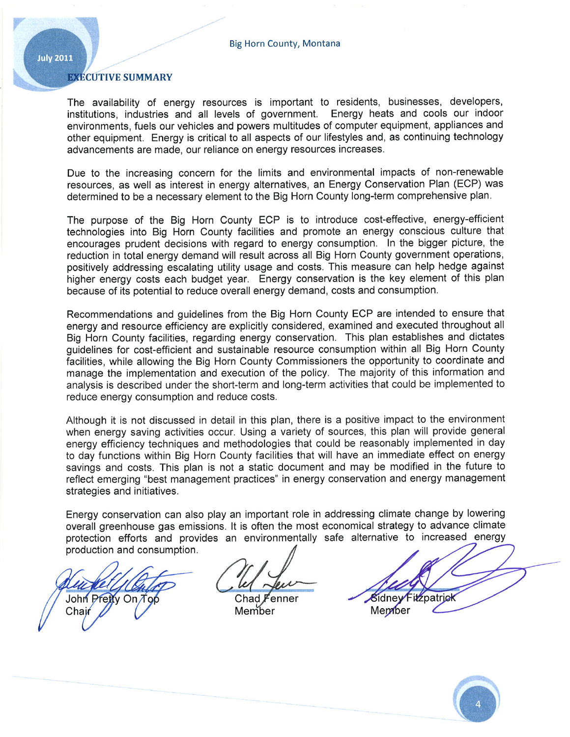## EXECUTIVE SUMMARY

The availability of energy resources is important to residents, businesses, developers, institutions, industries and all levels of government. Energy heats and cools our indoor environments, fuels our vehicles and powers multitudes of computer equipment, appliances and other equipment. Energy is critical to all aspects of our lifestyles and, as continuing technology advancements are made, our reliance on energy resources increases.

Due to the increasing concern for the limits and environmental impacts of non-renewable resources, as well as interest in energy alternatives, an Energy Conservation Plan (ECP) was determined to be a necessary element to the Big Horn County long-term comprehensive plan.

The purpose of the Big Horn County ECP is to introduce cost-effective, energy-efficient technologies into Big Horn County facilities and promote an energy conscious culture that encourages prudent decisions with regard to energy consumption. In the bigger picture, the reduction in total energy demand will result across all Big Horn County government operations, positively addressing escalating utility usage and costs. This measure can help hedge against higher energy costs each budget year. Energy conservation is the key element of this plan because of its potential to reduce overall energy demand, costs and consumption.

Recommendations and guidelines from the Big Horn County ECP are intended to ensure that energy and resource efficiency are explicitly considered, examined and executed throughout all Big Horn County facilities, regarding energy conservation. This plan establishes and dictates guidelines for cost-efficient and sustainable resource consumption within all Big Horn County facilities, while allowing the Big Horn County Commissioners the opportunity to coordinate and manage the implementation and execution of the policy. The majority of this information and analysis is described under the short-term and long-term activities that could be implemented to reduce energy consumption and reduce costs.

Although it is not discussed in detail in this plan, there is a positive impact to the environment when energy saving activities occur. Using a variety of sources, this plan will provide general energy efficiency techniques and methodologies that could be reasonably implemented in day to day functions within Big Horn County facilities that will have an immediate effect on energy savings and costs. This plan is not a static document and may be modified in the future to reflect emerging "best management practices" in energy conservation and energy management strategies and initiatives.

Energy conservation can also play an important role in addressing climate change by lowering overall greenhouse gas emissions. It is often the most economical strategy to advance climate protection efforts and provides an environmentally safe alternative to increased energy production and consumption.

| John Pretty On Top<br>Chair | Chad Fenner<br>Member | Sidney Fitzpatrick<br>Member |
|---|---|---|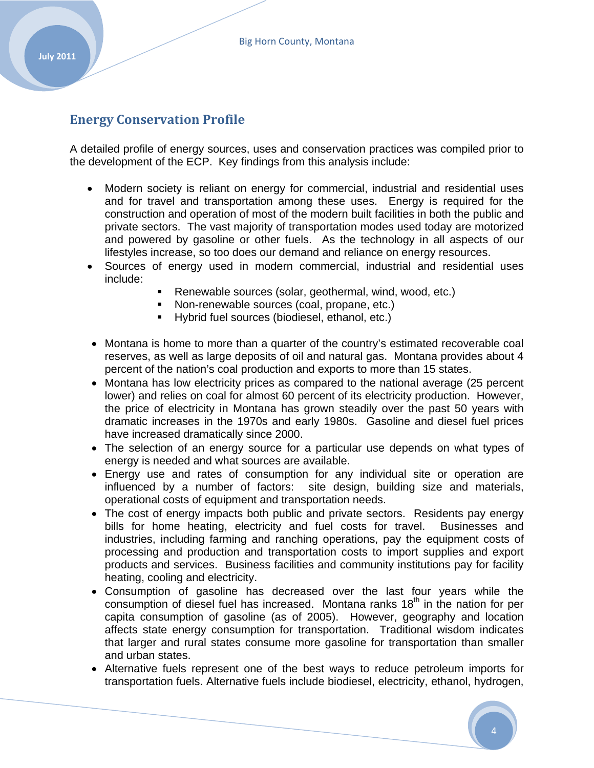## Energy Conservation Profile

A detailed profile of energy sources, uses and conservation practices was compiled prior to the development of the ECP. Key findings from this analysis include:

- Modern society is reliant on energy for commercial, industrial and residential uses and for travel and transportation among these uses. Energy is required for the construction and operation of most of the modern built facilities in both the public and private sectors. The vast majority of transportation modes used today are motorized and powered by gasoline or other fuels. As the technology in all aspects of our lifestyles increase, so too does our demand and reliance on energy resources.
- Sources of energy used in modern commercial, industrial and residential uses include:
  - Renewable sources (solar, geothermal, wind, wood, etc.)
  - Non-renewable sources (coal, propane, etc.)
  - Hybrid fuel sources (biodiesel, ethanol, etc.)

- Montana is home to more than a quarter of the country's estimated recoverable coal reserves, as well as large deposits of oil and natural gas. Montana provides about 4 percent of the nation's coal production and exports to more than 15 states.
- Montana has low electricity prices as compared to the national average (25 percent lower) and relies on coal for almost 60 percent of its electricity production. However, the price of electricity in Montana has grown steadily over the past 50 years with dramatic increases in the 1970s and early 1980s. Gasoline and diesel fuel prices have increased dramatically since 2000.
- The selection of an energy source for a particular use depends on what types of energy is needed and what sources are available.
- Energy use and rates of consumption for any individual site or operation are influenced by a number of factors: site design, building size and materials, operational costs of equipment and transportation needs.
- The cost of energy impacts both public and private sectors. Residents pay energy bills for home heating, electricity and fuel costs for travel. Businesses and industries, including farming and ranching operations, pay the equipment costs of processing and production and transportation costs to import supplies and export products and services. Business facilities and community institutions pay for facility heating, cooling and electricity.
- Consumption of gasoline has decreased over the last four years while the consumption of diesel fuel has increased. Montana ranks 18th in the nation for per capita consumption of gasoline (as of 2005). However, geography and location affects state energy consumption for transportation. Traditional wisdom indicates that larger and rural states consume more gasoline for transportation than smaller and urban states.
- Alternative fuels represent one of the best ways to reduce petroleum imports for transportation fuels. Alternative fuels include biodiesel, electricity, ethanol, hydrogen,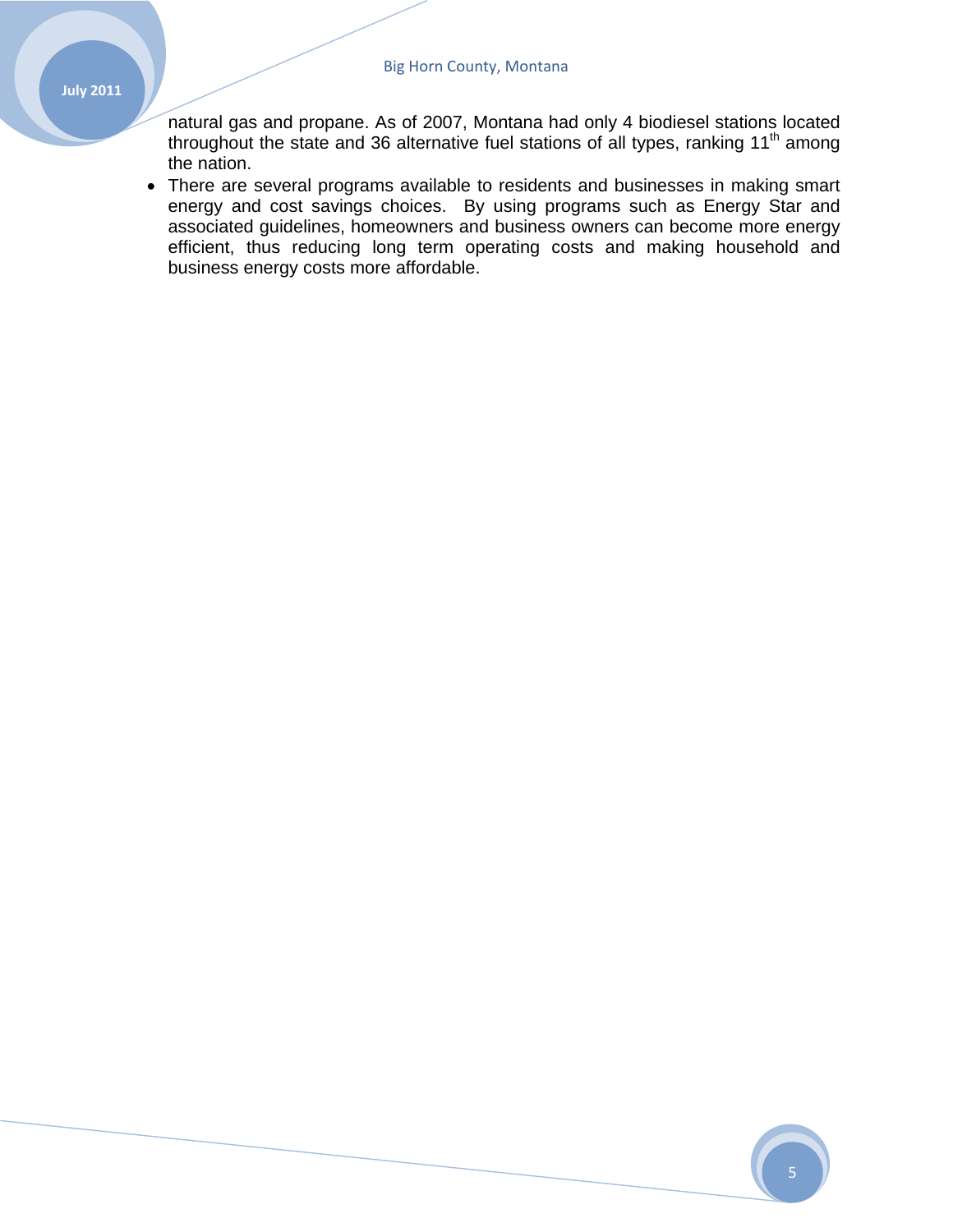natural gas and propane. As of 2007, Montana had only 4 biodiesel stations located throughout the state and 36 alternative fuel stations of all types, ranking 11th among the nation.

- There are several programs available to residents and businesses in making smart energy and cost savings choices. By using programs such as Energy Star and associated guidelines, homeowners and business owners can become more energy efficient, thus reducing long term operating costs and making household and business energy costs more affordable.